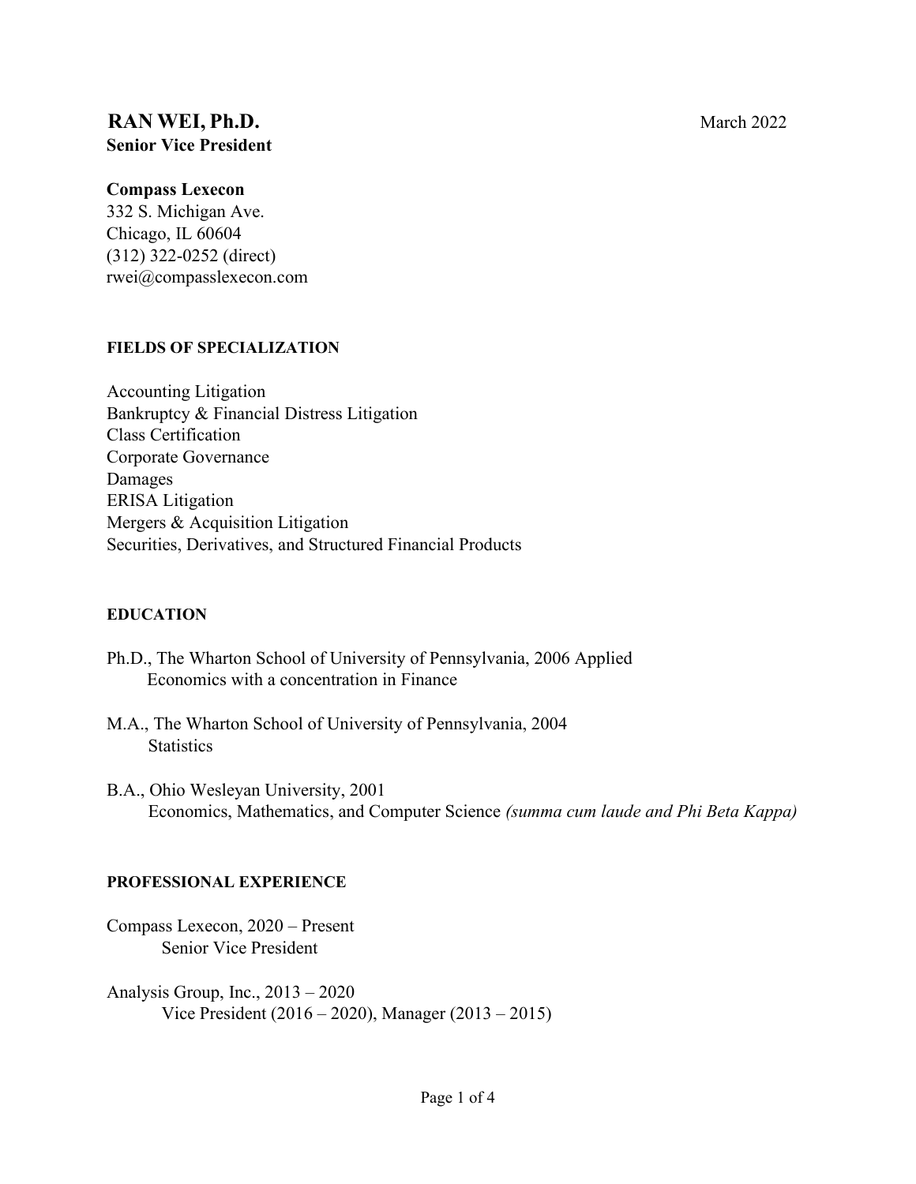# RAN WEI, Ph.D.

March 2022

**Senior Vice President**

**Compass Lexecon**
332 S. Michigan Ave.
Chicago, IL 60604
(312) 322-0252 (direct)
rwei@compasslexecon.com

## FIELDS OF SPECIALIZATION

Accounting Litigation
Bankruptcy & Financial Distress Litigation
Class Certification
Corporate Governance
Damages
ERISA Litigation
Mergers & Acquisition Litigation
Securities, Derivatives, and Structured Financial Products

## EDUCATION

Ph.D., The Wharton School of University of Pennsylvania, 2006 Applied Economics with a concentration in Finance

M.A., The Wharton School of University of Pennsylvania, 2004
Statistics

B.A., Ohio Wesleyan University, 2001
Economics, Mathematics, and Computer Science *(summa cum laude and Phi Beta Kappa)*

## PROFESSIONAL EXPERIENCE

Compass Lexecon, 2020 – Present
Senior Vice President

Analysis Group, Inc., 2013 – 2020
Vice President (2016 – 2020), Manager (2013 – 2015)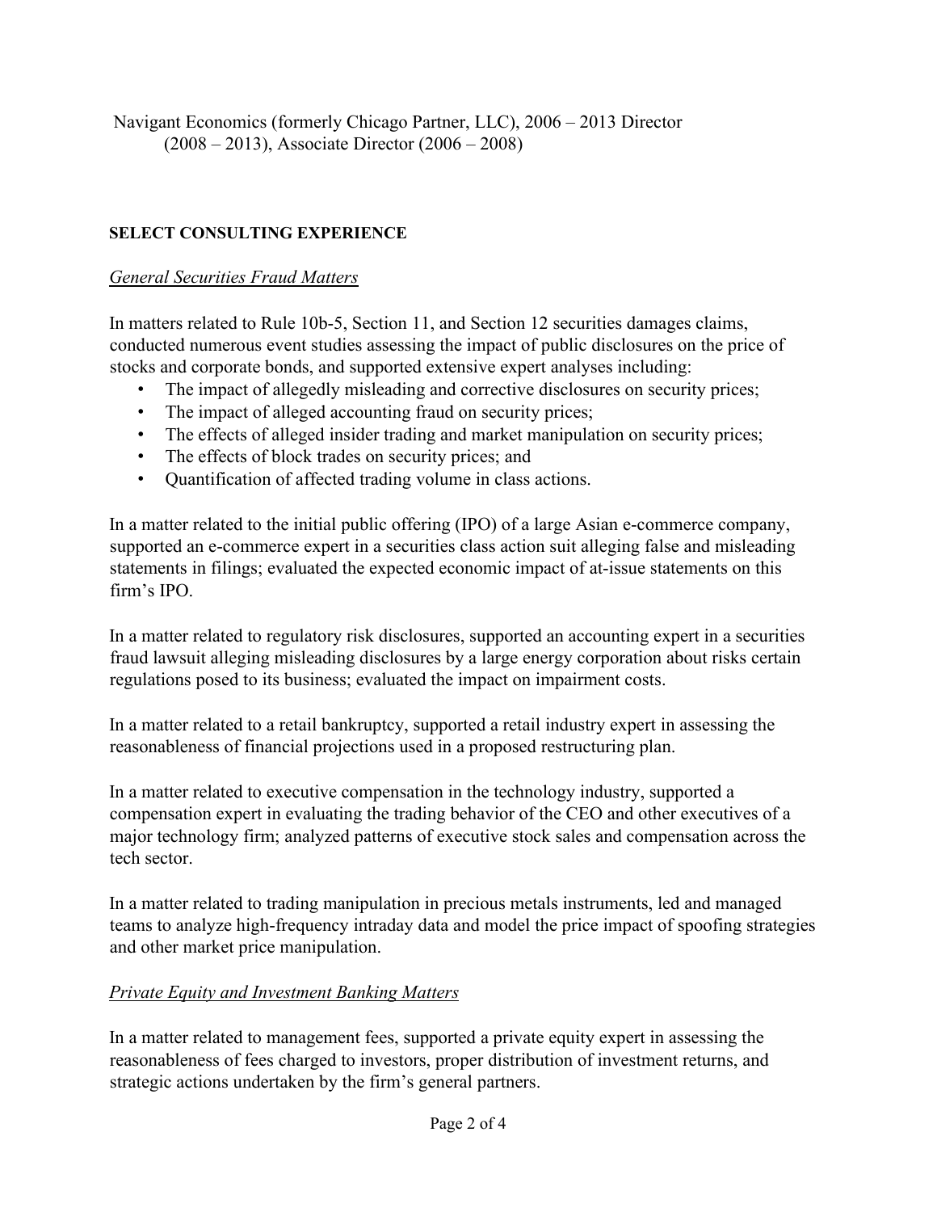Navigant Economics (formerly Chicago Partner, LLC), 2006 – 2013 Director (2008 – 2013), Associate Director (2006 – 2008)

**SELECT CONSULTING EXPERIENCE**

*General Securities Fraud Matters*

In matters related to Rule 10b-5, Section 11, and Section 12 securities damages claims, conducted numerous event studies assessing the impact of public disclosures on the price of stocks and corporate bonds, and supported extensive expert analyses including:

- The impact of allegedly misleading and corrective disclosures on security prices;
- The impact of alleged accounting fraud on security prices;
- The effects of alleged insider trading and market manipulation on security prices;
- The effects of block trades on security prices; and
- Quantification of affected trading volume in class actions.

In a matter related to the initial public offering (IPO) of a large Asian e-commerce company, supported an e-commerce expert in a securities class action suit alleging false and misleading statements in filings; evaluated the expected economic impact of at-issue statements on this firm's IPO.

In a matter related to regulatory risk disclosures, supported an accounting expert in a securities fraud lawsuit alleging misleading disclosures by a large energy corporation about risks certain regulations posed to its business; evaluated the impact on impairment costs.

In a matter related to a retail bankruptcy, supported a retail industry expert in assessing the reasonableness of financial projections used in a proposed restructuring plan.

In a matter related to executive compensation in the technology industry, supported a compensation expert in evaluating the trading behavior of the CEO and other executives of a major technology firm; analyzed patterns of executive stock sales and compensation across the tech sector.

In a matter related to trading manipulation in precious metals instruments, led and managed teams to analyze high-frequency intraday data and model the price impact of spoofing strategies and other market price manipulation.

*Private Equity and Investment Banking Matters*

In a matter related to management fees, supported a private equity expert in assessing the reasonableness of fees charged to investors, proper distribution of investment returns, and strategic actions undertaken by the firm's general partners.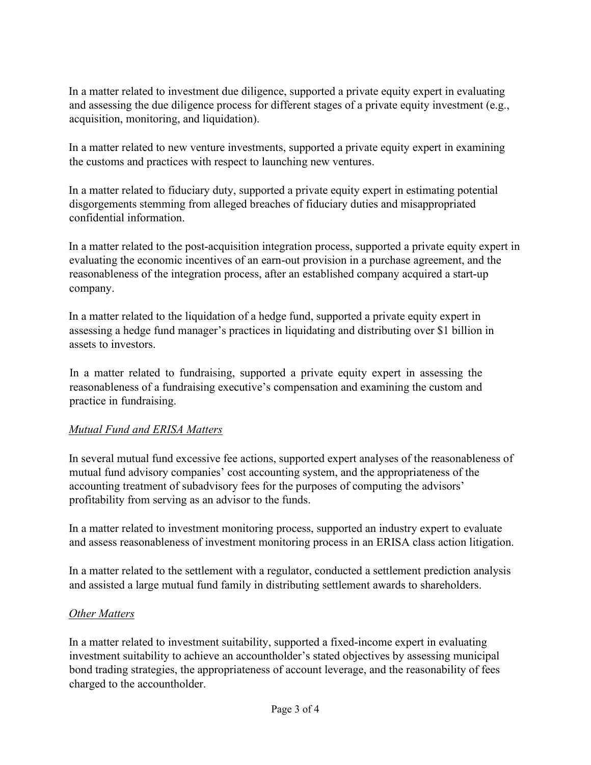In a matter related to investment due diligence, supported a private equity expert in evaluating and assessing the due diligence process for different stages of a private equity investment (e.g., acquisition, monitoring, and liquidation).

In a matter related to new venture investments, supported a private equity expert in examining the customs and practices with respect to launching new ventures.

In a matter related to fiduciary duty, supported a private equity expert in estimating potential disgorgements stemming from alleged breaches of fiduciary duties and misappropriated confidential information.

In a matter related to the post-acquisition integration process, supported a private equity expert in evaluating the economic incentives of an earn-out provision in a purchase agreement, and the reasonableness of the integration process, after an established company acquired a start-up company.

In a matter related to the liquidation of a hedge fund, supported a private equity expert in assessing a hedge fund manager's practices in liquidating and distributing over $1 billion in assets to investors.

In a matter related to fundraising, supported a private equity expert in assessing the reasonableness of a fundraising executive's compensation and examining the custom and practice in fundraising.

*Mutual Fund and ERISA Matters*

In several mutual fund excessive fee actions, supported expert analyses of the reasonableness of mutual fund advisory companies' cost accounting system, and the appropriateness of the accounting treatment of subadvisory fees for the purposes of computing the advisors' profitability from serving as an advisor to the funds.

In a matter related to investment monitoring process, supported an industry expert to evaluate and assess reasonableness of investment monitoring process in an ERISA class action litigation.

In a matter related to the settlement with a regulator, conducted a settlement prediction analysis and assisted a large mutual fund family in distributing settlement awards to shareholders.

*Other Matters*

In a matter related to investment suitability, supported a fixed-income expert in evaluating investment suitability to achieve an accountholder's stated objectives by assessing municipal bond trading strategies, the appropriateness of account leverage, and the reasonability of fees charged to the accountholder.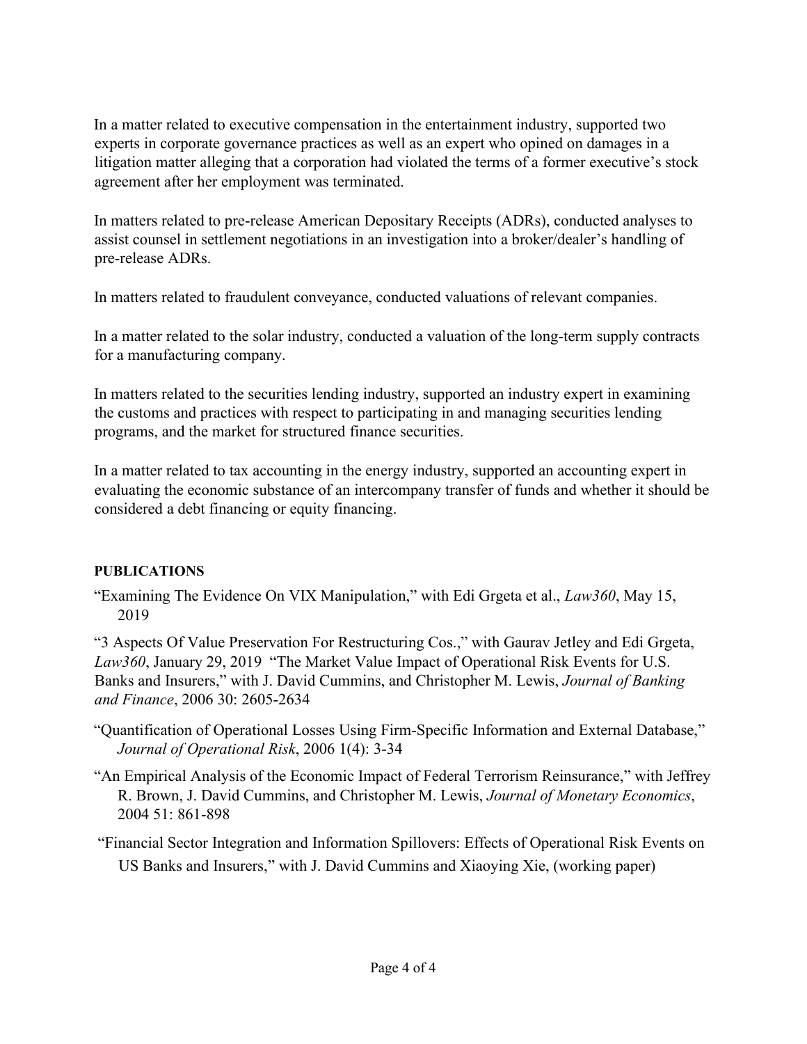In a matter related to executive compensation in the entertainment industry, supported two experts in corporate governance practices as well as an expert who opined on damages in a litigation matter alleging that a corporation had violated the terms of a former executive's stock agreement after her employment was terminated.

In matters related to pre-release American Depositary Receipts (ADRs), conducted analyses to assist counsel in settlement negotiations in an investigation into a broker/dealer's handling of pre-release ADRs.

In matters related to fraudulent conveyance, conducted valuations of relevant companies.

In a matter related to the solar industry, conducted a valuation of the long-term supply contracts for a manufacturing company.

In matters related to the securities lending industry, supported an industry expert in examining the customs and practices with respect to participating in and managing securities lending programs, and the market for structured finance securities.

In a matter related to tax accounting in the energy industry, supported an accounting expert in evaluating the economic substance of an intercompany transfer of funds and whether it should be considered a debt financing or equity financing.

**PUBLICATIONS**

"Examining The Evidence On VIX Manipulation," with Edi Grgeta et al., *Law360*, May 15, 2019

"3 Aspects Of Value Preservation For Restructuring Cos.," with Gaurav Jetley and Edi Grgeta, *Law360*, January 29, 2019 "The Market Value Impact of Operational Risk Events for U.S. Banks and Insurers," with J. David Cummins, and Christopher M. Lewis, *Journal of Banking and Finance*, 2006 30: 2605-2634

"Quantification of Operational Losses Using Firm-Specific Information and External Database," *Journal of Operational Risk*, 2006 1(4): 3-34

"An Empirical Analysis of the Economic Impact of Federal Terrorism Reinsurance," with Jeffrey R. Brown, J. David Cummins, and Christopher M. Lewis, *Journal of Monetary Economics*, 2004 51: 861-898

"Financial Sector Integration and Information Spillovers: Effects of Operational Risk Events on US Banks and Insurers," with J. David Cummins and Xiaoying Xie, (working paper)